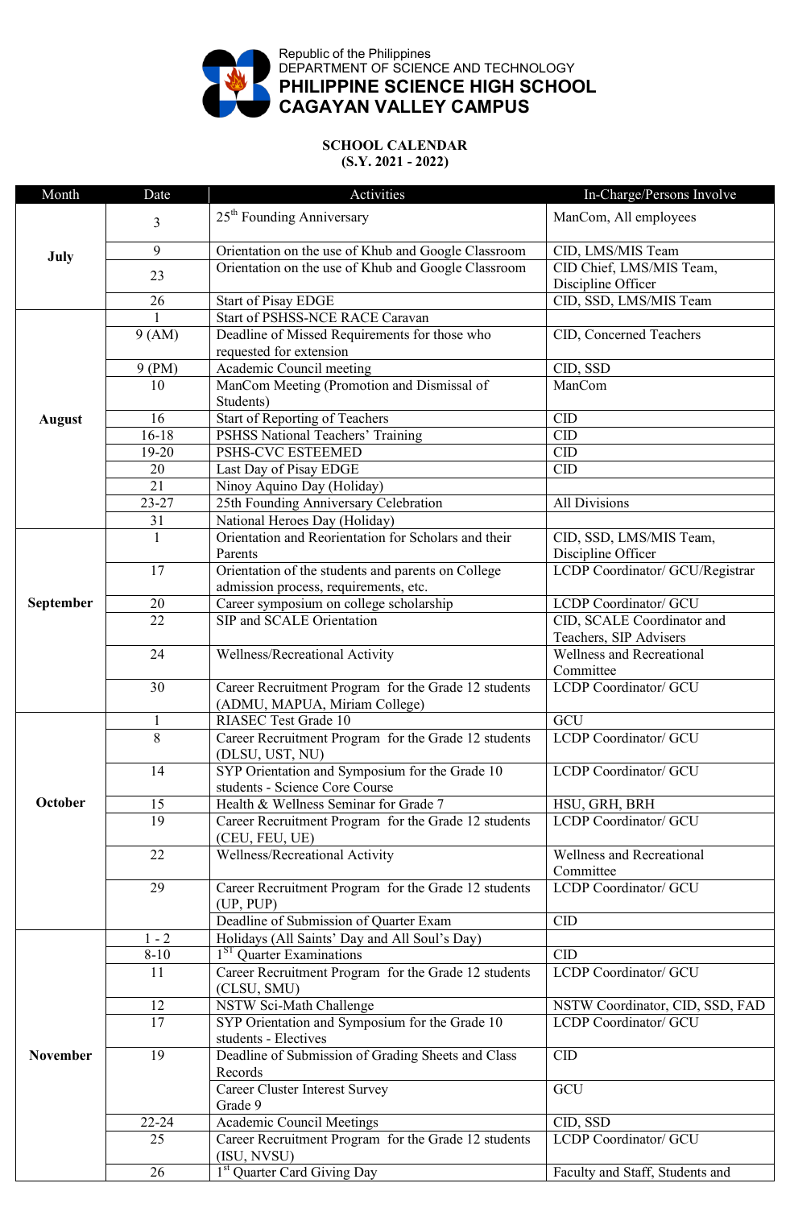Republic of the Philippines
DEPARTMENT OF SCIENCE AND TECHNOLOGY
**PHILIPPINE SCIENCE HIGH SCHOOL**
**CAGAYAN VALLEY CAMPUS**

**SCHOOL CALENDAR**
**(S.Y. 2021 - 2022)**

| Month | Date | Activities | In-Charge/Persons Involve |
|---|---|---|---|
| **July** | 3 | 25th Founding Anniversary | ManCom, All employees |
| | 9 | Orientation on the use of Khub and Google Classroom | CID, LMS/MIS Team |
| | 23 | Orientation on the use of Khub and Google Classroom | CID Chief, LMS/MIS Team, Discipline Officer |
| | 26 | Start of Pisay EDGE | CID, SSD, LMS/MIS Team |
| **August** | 1 | Start of PSHSS-NCE RACE Caravan | |
| | 9 (AM) | Deadline of Missed Requirements for those who requested for extension | CID, Concerned Teachers |
| | 9 (PM) | Academic Council meeting | CID, SSD |
| | 10 | ManCom Meeting (Promotion and Dismissal of Students) | ManCom |
| | 16 | Start of Reporting of Teachers | CID |
| | 16-18 | PSHSS National Teachers' Training | CID |
| | 19-20 | PSHS-CVC ESTEEMED | CID |
| | 20 | Last Day of Pisay EDGE | CID |
| | 21 | Ninoy Aquino Day (Holiday) | |
| | 23-27 | 25th Founding Anniversary Celebration | All Divisions |
| | 31 | National Heroes Day (Holiday) | |
| **September** | 1 | Orientation and Reorientation for Scholars and their Parents | CID, SSD, LMS/MIS Team, Discipline Officer |
| | 17 | Orientation of the students and parents on College admission process, requirements, etc. | LCDP Coordinator/ GCU/Registrar |
| | 20 | Career symposium on college scholarship | LCDP Coordinator/ GCU |
| | 22 | SIP and SCALE Orientation | CID, SCALE Coordinator and Teachers, SIP Advisers |
| | 24 | Wellness/Recreational Activity | Wellness and Recreational Committee |
| | 30 | Career Recruitment Program for the Grade 12 students (ADMU, MAPUA, Miriam College) | LCDP Coordinator/ GCU |
| **October** | 1 | RIASEC Test Grade 10 | GCU |
| | 8 | Career Recruitment Program for the Grade 12 students (DLSU, UST, NU) | LCDP Coordinator/ GCU |
| | 14 | SYP Orientation and Symposium for the Grade 10 students - Science Core Course | LCDP Coordinator/ GCU |
| | 15 | Health & Wellness Seminar for Grade 7 | HSU, GRH, BRH |
| | 19 | Career Recruitment Program for the Grade 12 students (CEU, FEU, UE) | LCDP Coordinator/ GCU |
| | 22 | Wellness/Recreational Activity | Wellness and Recreational Committee |
| | 29 | Career Recruitment Program for the Grade 12 students (UP, PUP) | LCDP Coordinator/ GCU |
| | | Deadline of Submission of Quarter Exam | CID |
| **November** | 1 - 2 | Holidays (All Saints' Day and All Soul's Day) | |
| | 8-10 | 1ST Quarter Examinations | CID |
| | 11 | Career Recruitment Program for the Grade 12 students (CLSU, SMU) | LCDP Coordinator/ GCU |
| | 12 | NSTW Sci-Math Challenge | NSTW Coordinator, CID, SSD, FAD |
| | 17 | SYP Orientation and Symposium for the Grade 10 students - Electives | LCDP Coordinator/ GCU |
| | 19 | Deadline of Submission of Grading Sheets and Class Records | CID |
| | | Career Cluster Interest Survey Grade 9 | GCU |
| | 22-24 | Academic Council Meetings | CID, SSD |
| | 25 | Career Recruitment Program for the Grade 12 students (ISU, NVSU) | LCDP Coordinator/ GCU |
| | 26 | 1st Quarter Card Giving Day | Faculty and Staff, Students and |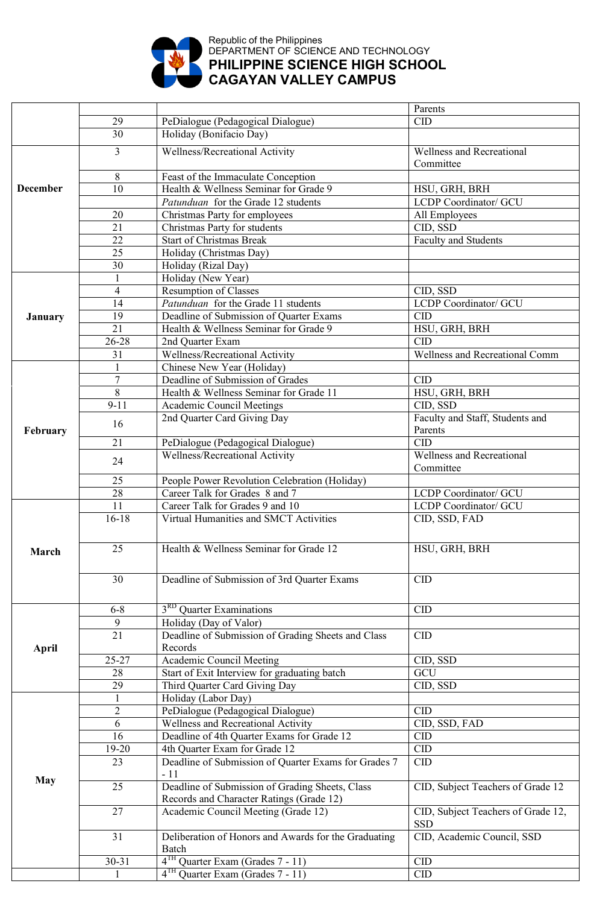Republic of the Philippines
DEPARTMENT OF SCIENCE AND TECHNOLOGY
**PHILIPPINE SCIENCE HIGH SCHOOL**
**CAGAYAN VALLEY CAMPUS**

| | | | |
|---|---|---|---|
| | | | Parents |
| | 29 | PeDialogue (Pedagogical Dialogue) | CID |
| | 30 | Holiday (Bonifacio Day) | |
| **December** | 3 | Wellness/Recreational Activity | Wellness and Recreational Committee |
| | 8 | Feast of the Immaculate Conception | |
| | 10 | Health & Wellness Seminar for Grade 9 | HSU, GRH, BRH |
| | | *Patunduan* for the Grade 12 students | LCDP Coordinator/ GCU |
| | 20 | Christmas Party for employees | All Employees |
| | 21 | Christmas Party for students | CID, SSD |
| | 22 | Start of Christmas Break | Faculty and Students |
| | 25 | Holiday (Christmas Day) | |
| | 30 | Holiday (Rizal Day) | |
| **January** | 1 | Holiday (New Year) | |
| | 4 | Resumption of Classes | CID, SSD |
| | 14 | *Patunduan* for the Grade 11 students | LCDP Coordinator/ GCU |
| | 19 | Deadline of Submission of Quarter Exams | CID |
| | 21 | Health & Wellness Seminar for Grade 9 | HSU, GRH, BRH |
| | 26-28 | 2nd Quarter Exam | CID |
| | 31 | Wellness/Recreational Activity | Wellness and Recreational Comm |
| **February** | 1 | Chinese New Year (Holiday) | |
| | 7 | Deadline of Submission of Grades | CID |
| | 8 | Health & Wellness Seminar for Grade 11 | HSU, GRH, BRH |
| | 9-11 | Academic Council Meetings | CID, SSD |
| | 16 | 2nd Quarter Card Giving Day | Faculty and Staff, Students and Parents |
| | 21 | PeDialogue (Pedagogical Dialogue) | CID |
| | 24 | Wellness/Recreational Activity | Wellness and Recreational Committee |
| | 25 | People Power Revolution Celebration (Holiday) | |
| | 28 | Career Talk for Grades 8 and 7 | LCDP Coordinator/ GCU |
| **March** | 11 | Career Talk for Grades 9 and 10 | LCDP Coordinator/ GCU |
| | 16-18 | Virtual Humanities and SMCT Activities | CID, SSD, FAD |
| | 25 | Health & Wellness Seminar for Grade 12 | HSU, GRH, BRH |
| | 30 | Deadline of Submission of 3rd Quarter Exams | CID |
| **April** | 6-8 | 3[RD] Quarter Examinations | CID |
| | 9 | Holiday (Day of Valor) | |
| | 21 | Deadline of Submission of Grading Sheets and Class Records | CID |
| | 25-27 | Academic Council Meeting | CID, SSD |
| | 28 | Start of Exit Interview for graduating batch | GCU |
| | 29 | Third Quarter Card Giving Day | CID, SSD |
| **May** | 1 | Holiday (Labor Day) | |
| | 2 | PeDialogue (Pedagogical Dialogue) | CID |
| | 6 | Wellness and Recreational Activity | CID, SSD, FAD |
| | 16 | Deadline of 4th Quarter Exams for Grade 12 | CID |
| | 19-20 | 4th Quarter Exam for Grade 12 | CID |
| | 23 | Deadline of Submission of Quarter Exams for Grades 7 - 11 | CID |
| | 25 | Deadline of Submission of Grading Sheets, Class Records and Character Ratings (Grade 12) | CID, Subject Teachers of Grade 12 |
| | 27 | Academic Council Meeting (Grade 12) | CID, Subject Teachers of Grade 12, SSD |
| | 31 | Deliberation of Honors and Awards for the Graduating Batch | CID, Academic Council, SSD |
| | 30-31 | 4[TH] Quarter Exam (Grades 7 - 11) | CID |
| | 1 | 4[TH] Quarter Exam (Grades 7 - 11) | CID |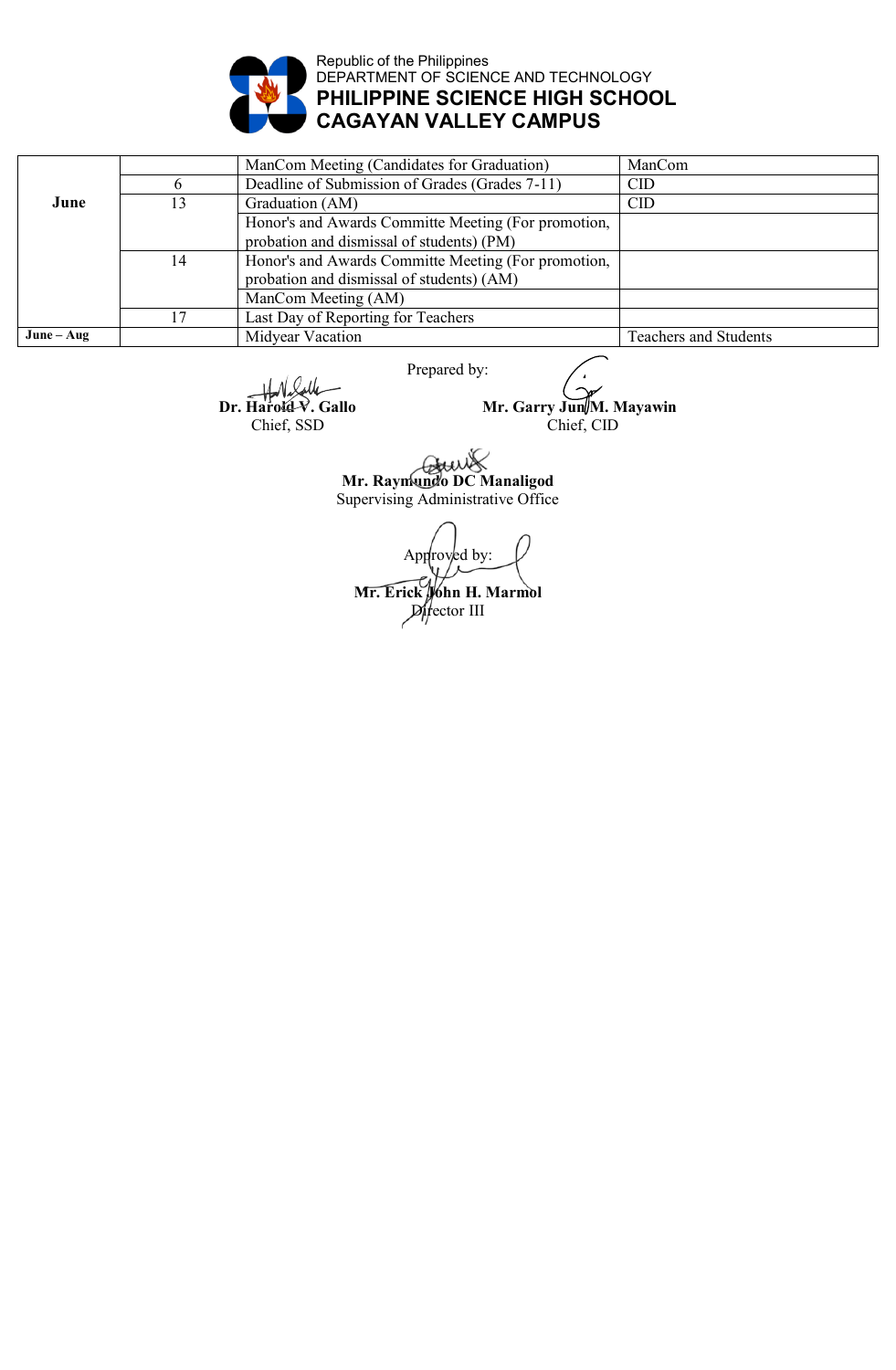Republic of the Philippines
DEPARTMENT OF SCIENCE AND TECHNOLOGY
**PHILIPPINE SCIENCE HIGH SCHOOL**
**CAGAYAN VALLEY CAMPUS**

| | | | |
|---|---|---|---|
| **June** | | ManCom Meeting (Candidates for Graduation) | ManCom |
| | 6 | Deadline of Submission of Grades (Grades 7-11) | CID |
| | 13 | Graduation (AM) | CID |
| | | Honor's and Awards Committe Meeting (For promotion, probation and dismissal of students) (PM) | |
| | 14 | Honor's and Awards Committe Meeting (For promotion, probation and dismissal of students) (AM) | |
| | | ManCom Meeting (AM) | |
| | 17 | Last Day of Reporting for Teachers | |
| **June – Aug** | | Midyear Vacation | Teachers and Students |

Prepared by:

**Dr. Harold V. Gallo**
Chief, SSD

**Mr. Garry Jun M. Mayawin**
Chief, CID

**Mr. Raymundo DC Manaligod**
Supervising Administrative Office

Approved by:

**Mr. Erick John H. Marmol**
Director III